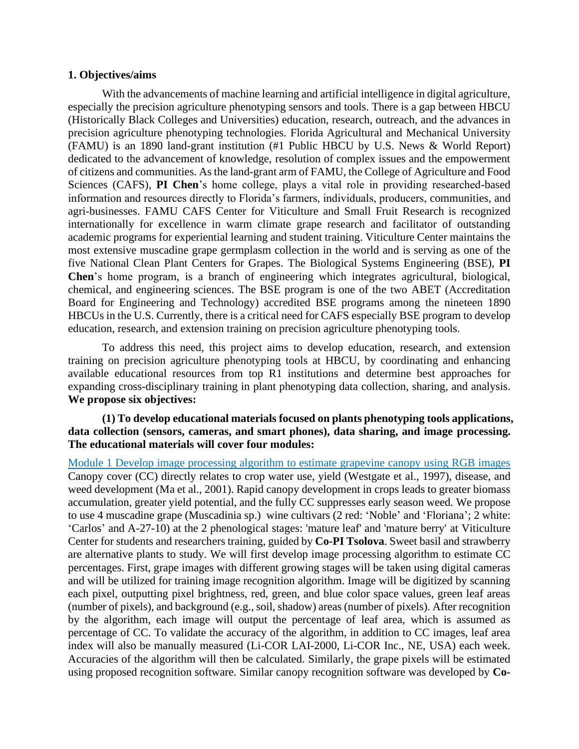## 1. Objectives/aims

With the advancements of machine learning and artificial intelligence in digital agriculture, especially the precision agriculture phenotyping sensors and tools. There is a gap between HBCU (Historically Black Colleges and Universities) education, research, outreach, and the advances in precision agriculture phenotyping technologies. Florida Agricultural and Mechanical University (FAMU) is an 1890 land-grant institution (#1 Public HBCU by U.S. News & World Report) dedicated to the advancement of knowledge, resolution of complex issues and the empowerment of citizens and communities. As the land-grant arm of FAMU, the College of Agriculture and Food Sciences (CAFS), **PI Chen**'s home college, plays a vital role in providing researched-based information and resources directly to Florida's farmers, individuals, producers, communities, and agri-businesses. FAMU CAFS Center for Viticulture and Small Fruit Research is recognized internationally for excellence in warm climate grape research and facilitator of outstanding academic programs for experiential learning and student training. Viticulture Center maintains the most extensive muscadine grape germplasm collection in the world and is serving as one of the five National Clean Plant Centers for Grapes. The Biological Systems Engineering (BSE), **PI Chen**'s home program, is a branch of engineering which integrates agricultural, biological, chemical, and engineering sciences. The BSE program is one of the two ABET (Accreditation Board for Engineering and Technology) accredited BSE programs among the nineteen 1890 HBCUs in the U.S. Currently, there is a critical need for CAFS especially BSE program to develop education, research, and extension training on precision agriculture phenotyping tools.

To address this need, this project aims to develop education, research, and extension training on precision agriculture phenotyping tools at HBCU, by coordinating and enhancing available educational resources from top R1 institutions and determine best approaches for expanding cross-disciplinary training in plant phenotyping data collection, sharing, and analysis. **We propose six objectives:**

**(1) To develop educational materials focused on plants phenotyping tools applications, data collection (sensors, cameras, and smart phones), data sharing, and image processing. The educational materials will cover four modules:**

Module 1 Develop image processing algorithm to estimate grapevine canopy using RGB images

Canopy cover (CC) directly relates to crop water use, yield (Westgate et al., 1997), disease, and weed development (Ma et al., 2001). Rapid canopy development in crops leads to greater biomass accumulation, greater yield potential, and the fully CC suppresses early season weed. We propose to use 4 muscadine grape (Muscadinia sp.) wine cultivars (2 red: 'Noble' and 'Floriana'; 2 white: 'Carlos' and A-27-10) at the 2 phenological stages: 'mature leaf' and 'mature berry' at Viticulture Center for students and researchers training, guided by **Co-PI Tsolova**. Sweet basil and strawberry are alternative plants to study. We will first develop image processing algorithm to estimate CC percentages. First, grape images with different growing stages will be taken using digital cameras and will be utilized for training image recognition algorithm. Image will be digitized by scanning each pixel, outputting pixel brightness, red, green, and blue color space values, green leaf areas (number of pixels), and background (e.g., soil, shadow) areas (number of pixels). After recognition by the algorithm, each image will output the percentage of leaf area, which is assumed as percentage of CC. To validate the accuracy of the algorithm, in addition to CC images, leaf area index will also be manually measured (Li-COR LAI-2000, Li-COR Inc., NE, USA) each week. Accuracies of the algorithm will then be calculated. Similarly, the grape pixels will be estimated using proposed recognition software. Similar canopy recognition software was developed by **Co-**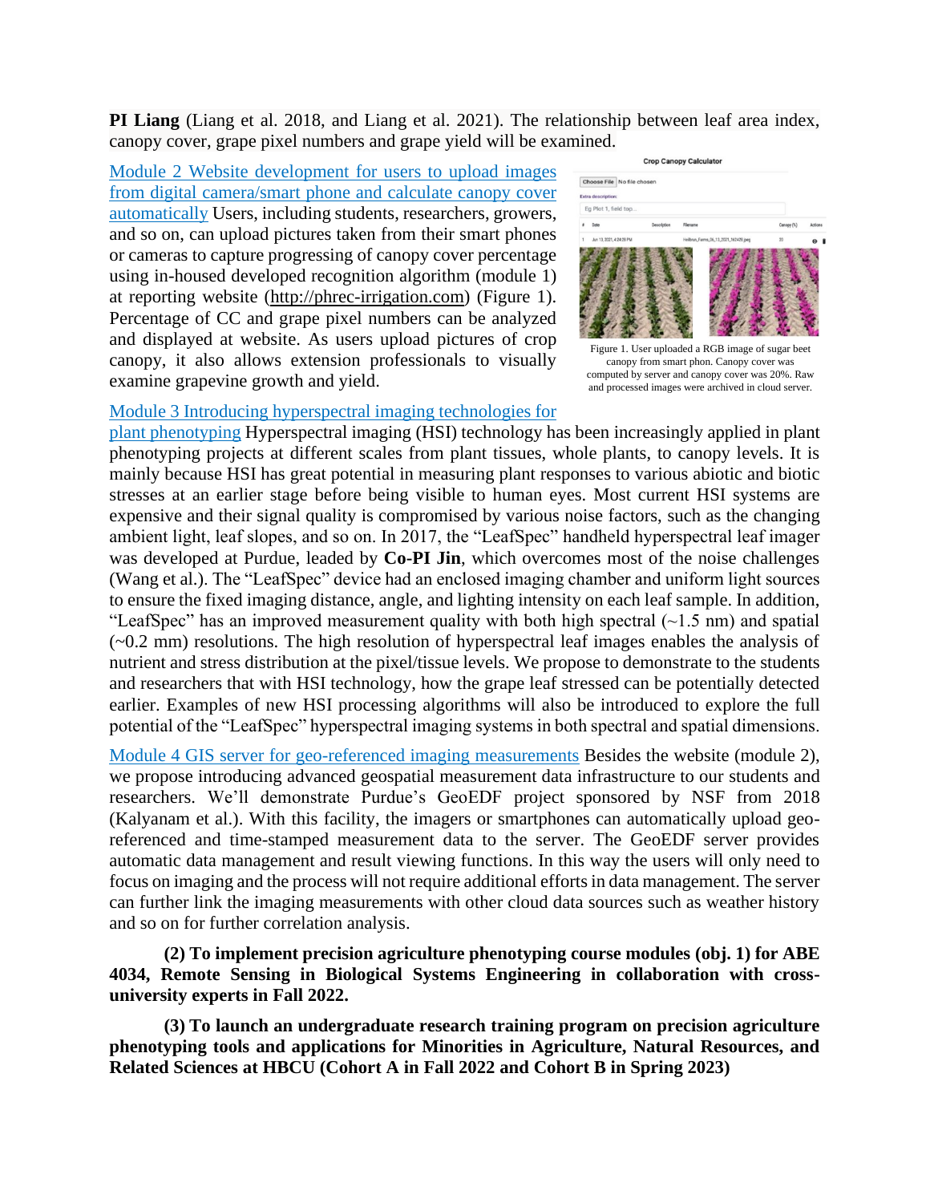**PI Liang** (Liang et al. 2018, and Liang et al. 2021). The relationship between leaf area index, canopy cover, grape pixel numbers and grape yield will be examined.

Module 2 Website development for users to upload images from digital camera/smart phone and calculate canopy cover automatically Users, including students, researchers, growers, and so on, can upload pictures taken from their smart phones or cameras to capture progressing of canopy cover percentage using in-housed developed recognition algorithm (module 1) at reporting website (http://phrec-irrigation.com) (Figure 1). Percentage of CC and grape pixel numbers can be analyzed and displayed at website. As users upload pictures of crop canopy, it also allows extension professionals to visually examine grapevine growth and yield.

Figure 1. User uploaded a RGB image of sugar beet canopy from smart phon. Canopy cover was computed by server and canopy cover was 20%. Raw and processed images were archived in cloud server.

Module 3 Introducing hyperspectral imaging technologies for plant phenotyping Hyperspectral imaging (HSI) technology has been increasingly applied in plant phenotyping projects at different scales from plant tissues, whole plants, to canopy levels. It is mainly because HSI has great potential in measuring plant responses to various abiotic and biotic stresses at an earlier stage before being visible to human eyes. Most current HSI systems are expensive and their signal quality is compromised by various noise factors, such as the changing ambient light, leaf slopes, and so on. In 2017, the "LeafSpec" handheld hyperspectral leaf imager was developed at Purdue, leaded by **Co-PI Jin**, which overcomes most of the noise challenges (Wang et al.). The "LeafSpec" device had an enclosed imaging chamber and uniform light sources to ensure the fixed imaging distance, angle, and lighting intensity on each leaf sample. In addition, "LeafSpec" has an improved measurement quality with both high spectral (~1.5 nm) and spatial (~0.2 mm) resolutions. The high resolution of hyperspectral leaf images enables the analysis of nutrient and stress distribution at the pixel/tissue levels. We propose to demonstrate to the students and researchers that with HSI technology, how the grape leaf stressed can be potentially detected earlier. Examples of new HSI processing algorithms will also be introduced to explore the full potential of the "LeafSpec" hyperspectral imaging systems in both spectral and spatial dimensions.

Module 4 GIS server for geo-referenced imaging measurements Besides the website (module 2), we propose introducing advanced geospatial measurement data infrastructure to our students and researchers. We'll demonstrate Purdue's GeoEDF project sponsored by NSF from 2018 (Kalyanam et al.). With this facility, the imagers or smartphones can automatically upload geo-referenced and time-stamped measurement data to the server. The GeoEDF server provides automatic data management and result viewing functions. In this way the users will only need to focus on imaging and the process will not require additional efforts in data management. The server can further link the imaging measurements with other cloud data sources such as weather history and so on for further correlation analysis.

**(2) To implement precision agriculture phenotyping course modules (obj. 1) for ABE 4034, Remote Sensing in Biological Systems Engineering in collaboration with cross-university experts in Fall 2022.**

**(3) To launch an undergraduate research training program on precision agriculture phenotyping tools and applications for Minorities in Agriculture, Natural Resources, and Related Sciences at HBCU (Cohort A in Fall 2022 and Cohort B in Spring 2023)**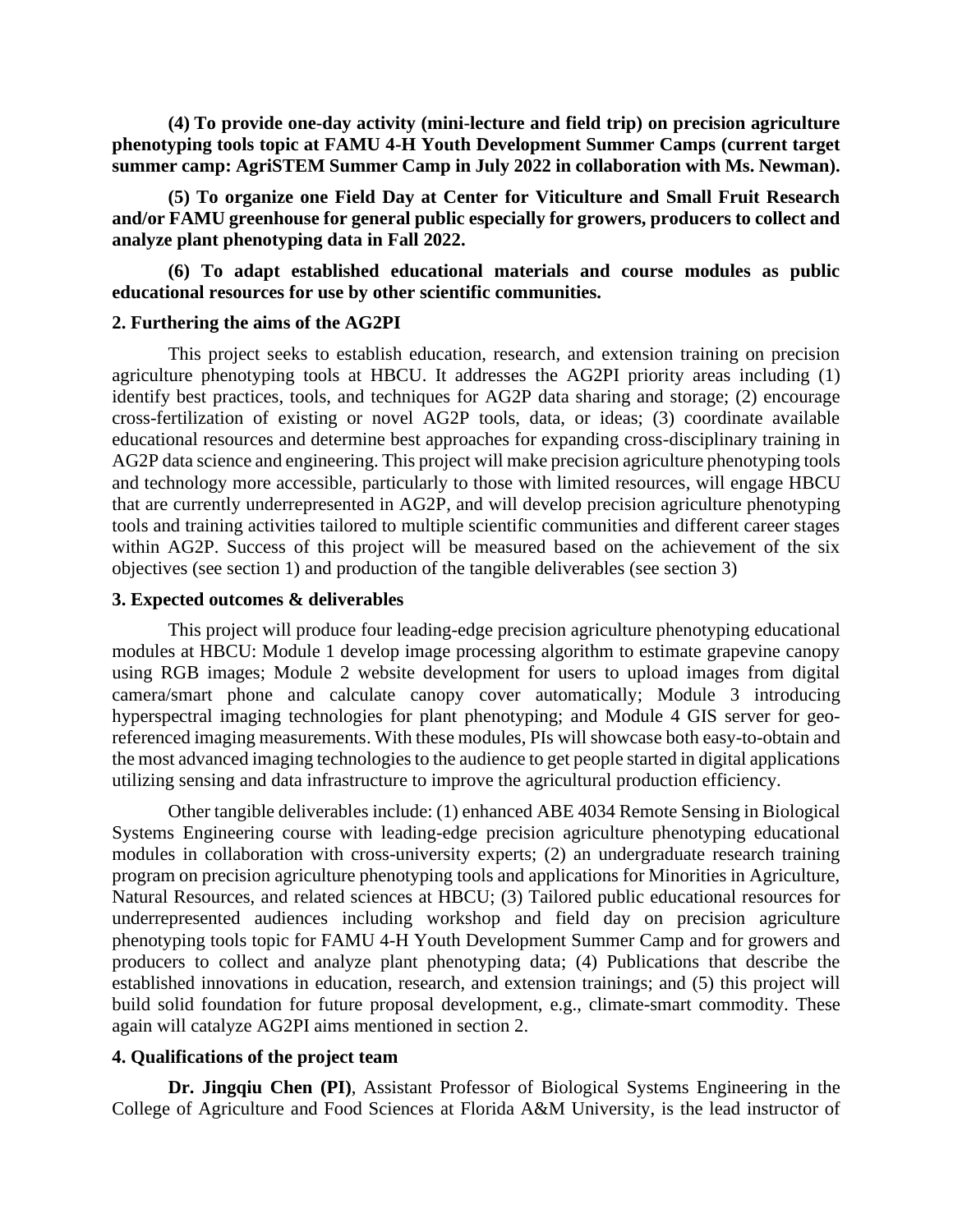**(4) To provide one-day activity (mini-lecture and field trip) on precision agriculture phenotyping tools topic at FAMU 4-H Youth Development Summer Camps (current target summer camp: AgriSTEM Summer Camp in July 2022 in collaboration with Ms. Newman).**

**(5) To organize one Field Day at Center for Viticulture and Small Fruit Research and/or FAMU greenhouse for general public especially for growers, producers to collect and analyze plant phenotyping data in Fall 2022.**

**(6) To adapt established educational materials and course modules as public educational resources for use by other scientific communities.**

## 2. Furthering the aims of the AG2PI

This project seeks to establish education, research, and extension training on precision agriculture phenotyping tools at HBCU. It addresses the AG2PI priority areas including (1) identify best practices, tools, and techniques for AG2P data sharing and storage; (2) encourage cross-fertilization of existing or novel AG2P tools, data, or ideas; (3) coordinate available educational resources and determine best approaches for expanding cross-disciplinary training in AG2P data science and engineering. This project will make precision agriculture phenotyping tools and technology more accessible, particularly to those with limited resources, will engage HBCU that are currently underrepresented in AG2P, and will develop precision agriculture phenotyping tools and training activities tailored to multiple scientific communities and different career stages within AG2P. Success of this project will be measured based on the achievement of the six objectives (see section 1) and production of the tangible deliverables (see section 3)

## 3. Expected outcomes & deliverables

This project will produce four leading-edge precision agriculture phenotyping educational modules at HBCU: Module 1 develop image processing algorithm to estimate grapevine canopy using RGB images; Module 2 website development for users to upload images from digital camera/smart phone and calculate canopy cover automatically; Module 3 introducing hyperspectral imaging technologies for plant phenotyping; and Module 4 GIS server for geo-referenced imaging measurements. With these modules, PIs will showcase both easy-to-obtain and the most advanced imaging technologies to the audience to get people started in digital applications utilizing sensing and data infrastructure to improve the agricultural production efficiency.

Other tangible deliverables include: (1) enhanced ABE 4034 Remote Sensing in Biological Systems Engineering course with leading-edge precision agriculture phenotyping educational modules in collaboration with cross-university experts; (2) an undergraduate research training program on precision agriculture phenotyping tools and applications for Minorities in Agriculture, Natural Resources, and related sciences at HBCU; (3) Tailored public educational resources for underrepresented audiences including workshop and field day on precision agriculture phenotyping tools topic for FAMU 4-H Youth Development Summer Camp and for growers and producers to collect and analyze plant phenotyping data; (4) Publications that describe the established innovations in education, research, and extension trainings; and (5) this project will build solid foundation for future proposal development, e.g., climate-smart commodity. These again will catalyze AG2PI aims mentioned in section 2.

## 4. Qualifications of the project team

**Dr. Jingqiu Chen (PI)**, Assistant Professor of Biological Systems Engineering in the College of Agriculture and Food Sciences at Florida A&M University, is the lead instructor of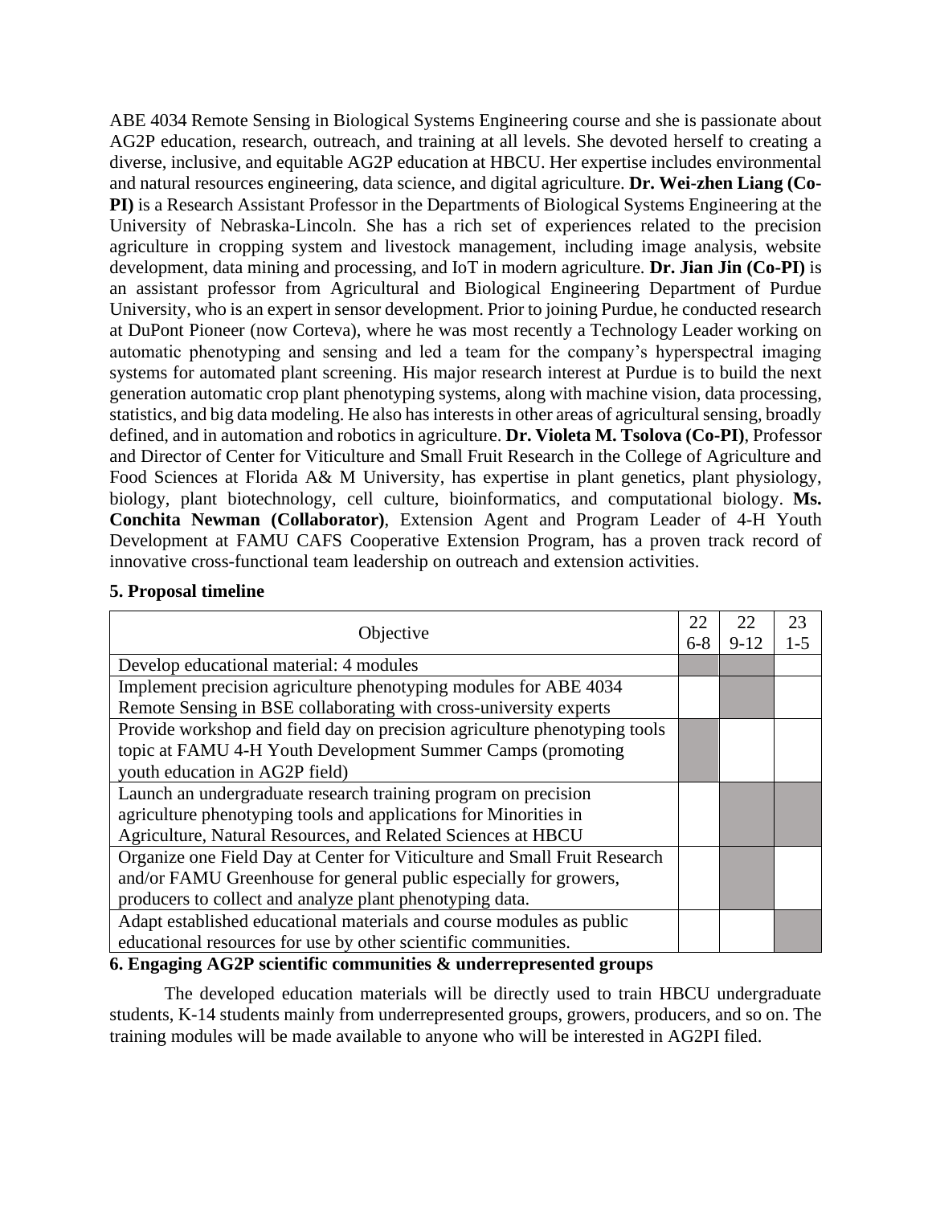ABE 4034 Remote Sensing in Biological Systems Engineering course and she is passionate about AG2P education, research, outreach, and training at all levels. She devoted herself to creating a diverse, inclusive, and equitable AG2P education at HBCU. Her expertise includes environmental and natural resources engineering, data science, and digital agriculture. **Dr. Wei-zhen Liang (Co-PI)** is a Research Assistant Professor in the Departments of Biological Systems Engineering at the University of Nebraska-Lincoln. She has a rich set of experiences related to the precision agriculture in cropping system and livestock management, including image analysis, website development, data mining and processing, and IoT in modern agriculture. **Dr. Jian Jin (Co-PI)** is an assistant professor from Agricultural and Biological Engineering Department of Purdue University, who is an expert in sensor development. Prior to joining Purdue, he conducted research at DuPont Pioneer (now Corteva), where he was most recently a Technology Leader working on automatic phenotyping and sensing and led a team for the company's hyperspectral imaging systems for automated plant screening. His major research interest at Purdue is to build the next generation automatic crop plant phenotyping systems, along with machine vision, data processing, statistics, and big data modeling. He also has interests in other areas of agricultural sensing, broadly defined, and in automation and robotics in agriculture. **Dr. Violeta M. Tsolova (Co-PI)**, Professor and Director of Center for Viticulture and Small Fruit Research in the College of Agriculture and Food Sciences at Florida A& M University, has expertise in plant genetics, plant physiology, biology, plant biotechnology, cell culture, bioinformatics, and computational biology. **Ms. Conchita Newman (Collaborator)**, Extension Agent and Program Leader of 4-H Youth Development at FAMU CAFS Cooperative Extension Program, has a proven track record of innovative cross-functional team leadership on outreach and extension activities.

**5. Proposal timeline**

| Objective | 22 6-8 | 22 9-12 | 23 1-5 |
|---|---|---|---|
| Develop educational material: 4 modules | X | X | |
| Implement precision agriculture phenotyping modules for ABE 4034 Remote Sensing in BSE collaborating with cross-university experts | | X | |
| Provide workshop and field day on precision agriculture phenotyping tools topic at FAMU 4-H Youth Development Summer Camps (promoting youth education in AG2P field) | X | | |
| Launch an undergraduate research training program on precision agriculture phenotyping tools and applications for Minorities in Agriculture, Natural Resources, and Related Sciences at HBCU | | X | X |
| Organize one Field Day at Center for Viticulture and Small Fruit Research and/or FAMU Greenhouse for general public especially for growers, producers to collect and analyze plant phenotyping data. | | X | |
| Adapt established educational materials and course modules as public educational resources for use by other scientific communities. | | | X |

**6. Engaging AG2P scientific communities & underrepresented groups**

The developed education materials will be directly used to train HBCU undergraduate students, K-14 students mainly from underrepresented groups, growers, producers, and so on. The training modules will be made available to anyone who will be interested in AG2PI filed.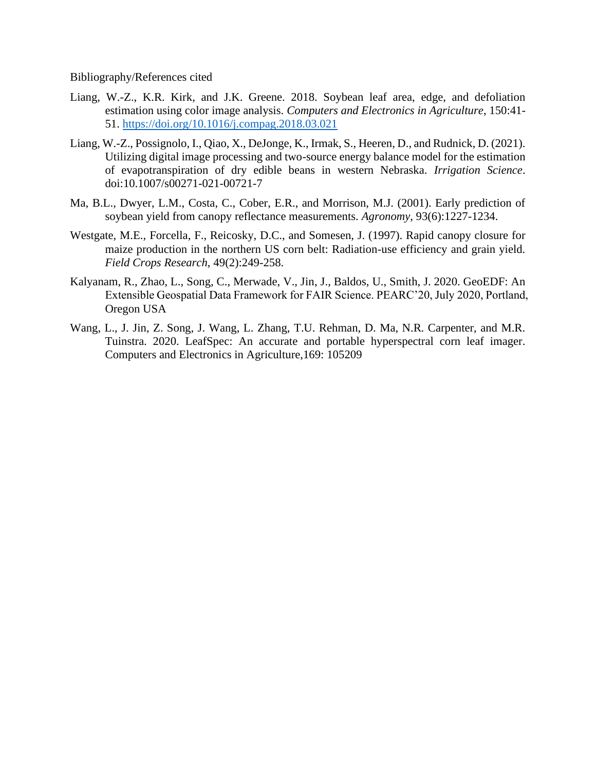Bibliography/References cited

Liang, W.-Z., K.R. Kirk, and J.K. Greene. 2018. Soybean leaf area, edge, and defoliation estimation using color image analysis. *Computers and Electronics in Agriculture*, 150:41-51. https://doi.org/10.1016/j.compag.2018.03.021

Liang, W.-Z., Possignolo, I., Qiao, X., DeJonge, K., Irmak, S., Heeren, D., and Rudnick, D. (2021). Utilizing digital image processing and two-source energy balance model for the estimation of evapotranspiration of dry edible beans in western Nebraska. *Irrigation Science*. doi:10.1007/s00271-021-00721-7

Ma, B.L., Dwyer, L.M., Costa, C., Cober, E.R., and Morrison, M.J. (2001). Early prediction of soybean yield from canopy reflectance measurements. *Agronomy*, 93(6):1227-1234.

Westgate, M.E., Forcella, F., Reicosky, D.C., and Somesen, J. (1997). Rapid canopy closure for maize production in the northern US corn belt: Radiation-use efficiency and grain yield. *Field Crops Research*, 49(2):249-258.

Kalyanam, R., Zhao, L., Song, C., Merwade, V., Jin, J., Baldos, U., Smith, J. 2020. GeoEDF: An Extensible Geospatial Data Framework for FAIR Science. PEARC'20, July 2020, Portland, Oregon USA

Wang, L., J. Jin, Z. Song, J. Wang, L. Zhang, T.U. Rehman, D. Ma, N.R. Carpenter, and M.R. Tuinstra. 2020. LeafSpec: An accurate and portable hyperspectral corn leaf imager. Computers and Electronics in Agriculture,169: 105209